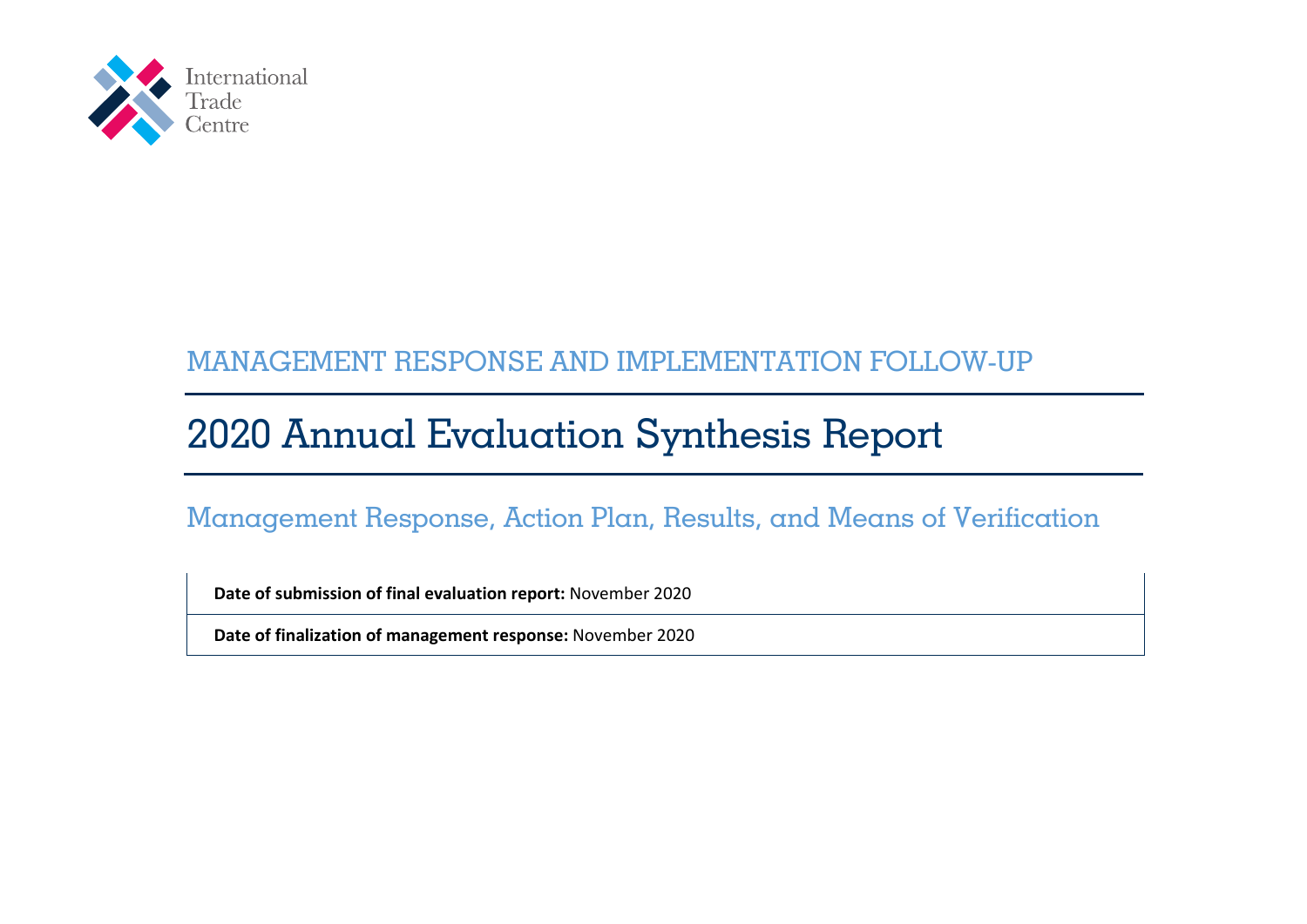International Trade Centre

## MANAGEMENT RESPONSE AND IMPLEMENTATION FOLLOW-UP

# 2020 Annual Evaluation Synthesis Report

## Management Response, Action Plan, Results, and Means of Verification

**Date of submission of final evaluation report:** November 2020

**Date of finalization of management response:** November 2020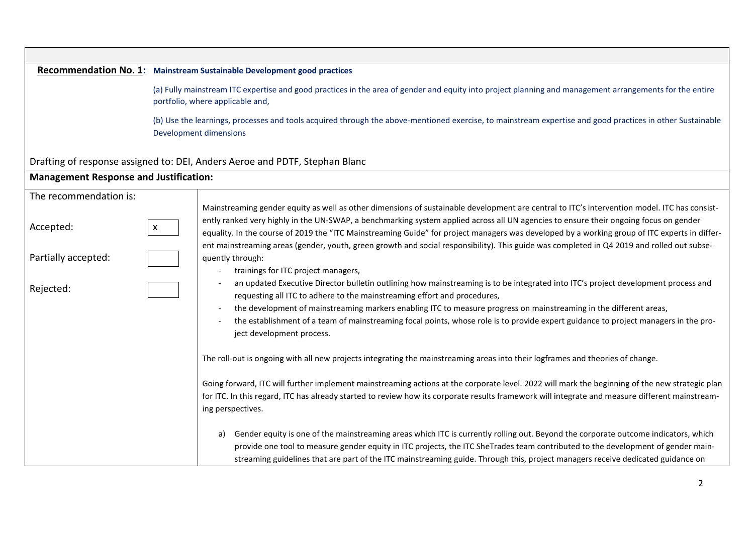**Recommendation No. 1:** **Mainstream Sustainable Development good practices**

(a) Fully mainstream ITC expertise and good practices in the area of gender and equity into project planning and management arrangements for the entire portfolio, where applicable and,

(b) Use the learnings, processes and tools acquired through the above-mentioned exercise, to mainstream expertise and good practices in other Sustainable Development dimensions

Drafting of response assigned to: DEI, Anders Aeroe and PDTF, Stephan Blanc

**Management Response and Justification:**

| The recommendation is: | |
|---|---|
| Accepted: [x]<br><br>Partially accepted: [ ]<br><br>Rejected: [ ] | Mainstreaming gender equity as well as other dimensions of sustainable development are central to ITC's intervention model. ITC has consistently ranked very highly in the UN-SWAP, a benchmarking system applied across all UN agencies to ensure their ongoing focus on gender equality. In the course of 2019 the "ITC Mainstreaming Guide" for project managers was developed by a working group of ITC experts in different mainstreaming areas (gender, youth, green growth and social responsibility). This guide was completed in Q4 2019 and rolled out subsequently through:<br>- trainings for ITC project managers,<br>- an updated Executive Director bulletin outlining how mainstreaming is to be integrated into ITC's project development process and requesting all ITC to adhere to the mainstreaming effort and procedures,<br>- the development of mainstreaming markers enabling ITC to measure progress on mainstreaming in the different areas,<br>- the establishment of a team of mainstreaming focal points, whose role is to provide expert guidance to project managers in the project development process.<br><br>The roll-out is ongoing with all new projects integrating the mainstreaming areas into their logframes and theories of change.<br><br>Going forward, ITC will further implement mainstreaming actions at the corporate level. 2022 will mark the beginning of the new strategic plan for ITC. In this regard, ITC has already started to review how its corporate results framework will integrate and measure different mainstreaming perspectives.<br><br>a) Gender equity is one of the mainstreaming areas which ITC is currently rolling out. Beyond the corporate outcome indicators, which provide one tool to measure gender equity in ITC projects, the ITC SheTrades team contributed to the development of gender mainstreaming guidelines that are part of the ITC mainstreaming guide. Through this, project managers receive dedicated guidance on |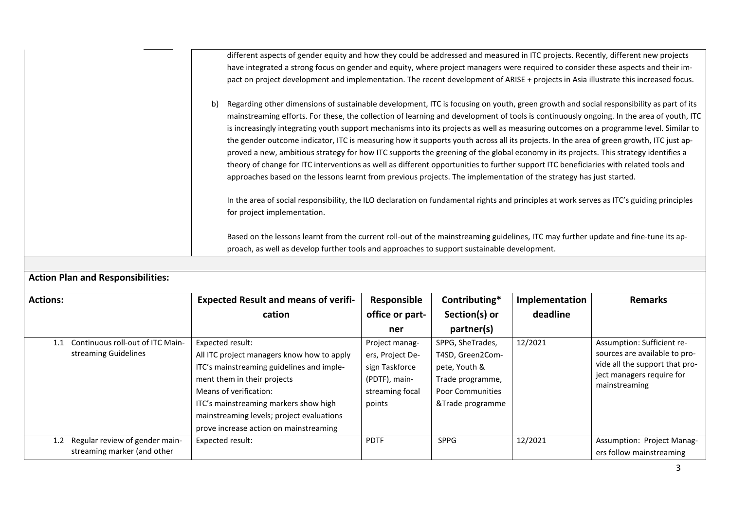different aspects of gender equity and how they could be addressed and measured in ITC projects. Recently, different new projects have integrated a strong focus on gender and equity, where project managers were required to consider these aspects and their impact on project development and implementation. The recent development of ARISE + projects in Asia illustrate this increased focus.

b) Regarding other dimensions of sustainable development, ITC is focusing on youth, green growth and social responsibility as part of its mainstreaming efforts. For these, the collection of learning and development of tools is continuously ongoing. In the area of youth, ITC is increasingly integrating youth support mechanisms into its projects as well as measuring outcomes on a programme level. Similar to the gender outcome indicator, ITC is measuring how it supports youth across all its projects. In the area of green growth, ITC just approved a new, ambitious strategy for how ITC supports the greening of the global economy in its projects. This strategy identifies a theory of change for ITC interventions as well as different opportunities to further support ITC beneficiaries with related tools and approaches based on the lessons learnt from previous projects. The implementation of the strategy has just started.

In the area of social responsibility, the ILO declaration on fundamental rights and principles at work serves as ITC's guiding principles for project implementation.

Based on the lessons learnt from the current roll-out of the mainstreaming guidelines, ITC may further update and fine-tune its approach, as well as develop further tools and approaches to support sustainable development.

**Action Plan and Responsibilities:**

| Actions: | Expected Result and means of verification | Responsible office or partner | Contributing* Section(s) or partner(s) | Implementation deadline | Remarks |
|---|---|---|---|---|---|
| 1.1 Continuous roll-out of ITC Mainstreaming Guidelines | Expected result:<br>All ITC project managers know how to apply ITC's mainstreaming guidelines and implement them in their projects<br>Means of verification:<br>ITC's mainstreaming markers show high mainstreaming levels; project evaluations prove increase action on mainstreaming | Project managers, Project Design Taskforce (PDTF), mainstreaming focal points | SPPG, SheTrades, T4SD, Green2Compete, Youth & Trade programme, Poor Communities &Trade programme | 12/2021 | Assumption: Sufficient resources are available to provide all the support that project managers require for mainstreaming |
| 1.2 Regular review of gender mainstreaming marker (and other | Expected result: | PDTF | SPPG | 12/2021 | Assumption: Project Managers follow mainstreaming |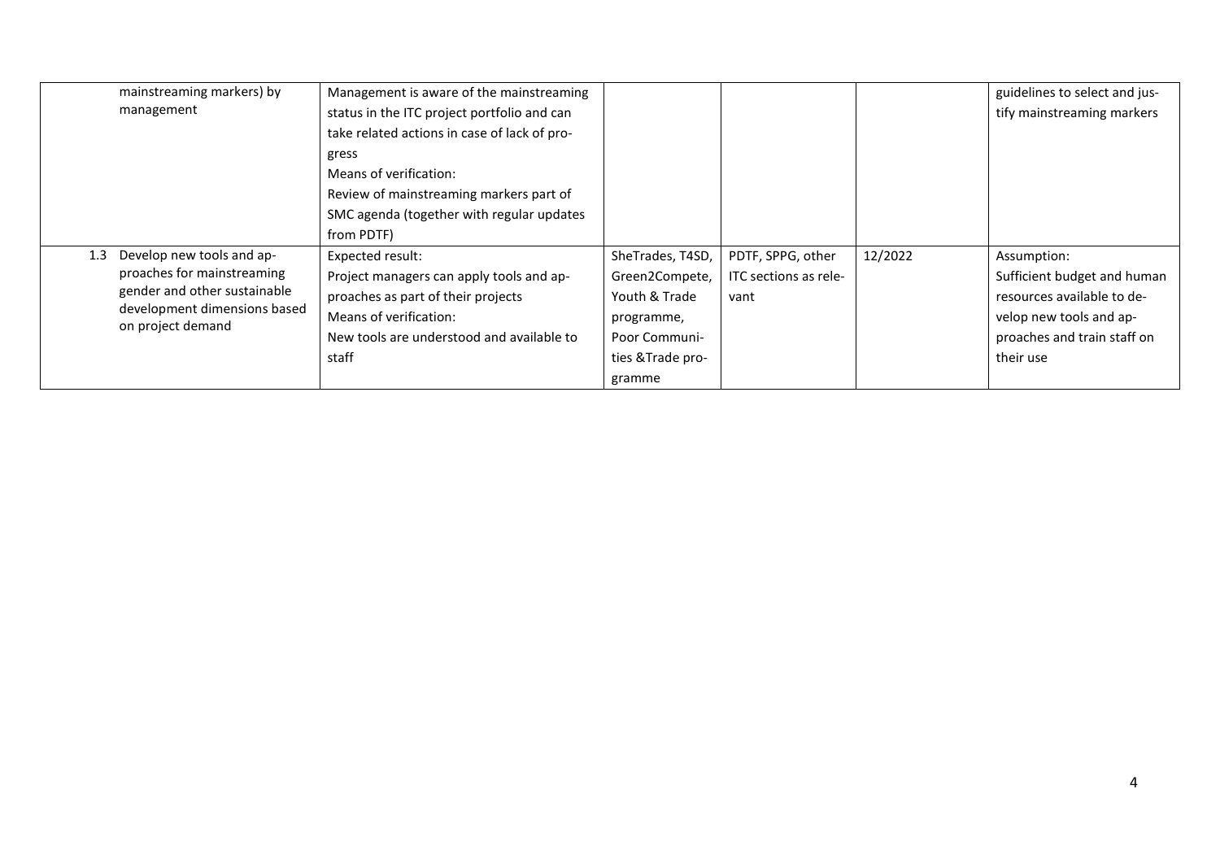| | | | | | |
|---|---|---|---|---|---|
| mainstreaming markers) by management | Management is aware of the mainstreaming status in the ITC project portfolio and can take related actions in case of lack of progress<br>Means of verification:<br>Review of mainstreaming markers part of SMC agenda (together with regular updates from PDTF) | | | | guidelines to select and justify mainstreaming markers |
| 1.3 Develop new tools and approaches for mainstreaming gender and other sustainable development dimensions based on project demand | Expected result:<br>Project managers can apply tools and approaches as part of their projects<br>Means of verification:<br>New tools are understood and available to staff | SheTrades, T4SD, Green2Compete, Youth & Trade programme, Poor Communities &Trade programme | PDTF, SPPG, other ITC sections as relevant | 12/2022 | Assumption:<br>Sufficient budget and human resources available to develop new tools and approaches and train staff on their use |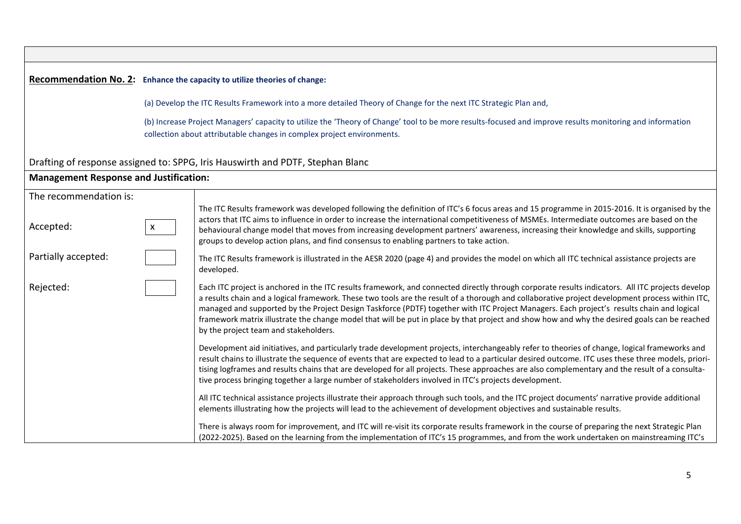**Recommendation No. 2:** **Enhance the capacity to utilize theories of change:**

(a) Develop the ITC Results Framework into a more detailed Theory of Change for the next ITC Strategic Plan and,

(b) Increase Project Managers' capacity to utilize the 'Theory of Change' tool to be more results-focused and improve results monitoring and information collection about attributable changes in complex project environments.

Drafting of response assigned to: SPPG, Iris Hauswirth and PDTF, Stephan Blanc

**Management Response and Justification:**

| The recommendation is: | |
|---|---|
| Accepted: x<br><br>Partially accepted: <br><br>Rejected: | The ITC Results framework was developed following the definition of ITC's 6 focus areas and 15 programme in 2015-2016. It is organised by the actors that ITC aims to influence in order to increase the international competitiveness of MSMEs. Intermediate outcomes are based on the behavioural change model that moves from increasing development partners' awareness, increasing their knowledge and skills, supporting groups to develop action plans, and find consensus to enabling partners to take action.<br><br>The ITC Results framework is illustrated in the AESR 2020 (page 4) and provides the model on which all ITC technical assistance projects are developed.<br><br>Each ITC project is anchored in the ITC results framework, and connected directly through corporate results indicators. All ITC projects develop a results chain and a logical framework. These two tools are the result of a thorough and collaborative project development process within ITC, managed and supported by the Project Design Taskforce (PDTF) together with ITC Project Managers. Each project's results chain and logical framework matrix illustrate the change model that will be put in place by that project and show how and why the desired goals can be reached by the project team and stakeholders.<br><br>Development aid initiatives, and particularly trade development projects, interchangeably refer to theories of change, logical frameworks and result chains to illustrate the sequence of events that are expected to lead to a particular desired outcome. ITC uses these three models, prioritising logframes and results chains that are developed for all projects. These approaches are also complementary and the result of a consultative process bringing together a large number of stakeholders involved in ITC's projects development.<br><br>All ITC technical assistance projects illustrate their approach through such tools, and the ITC project documents' narrative provide additional elements illustrating how the projects will lead to the achievement of development objectives and sustainable results.<br><br>There is always room for improvement, and ITC will re-visit its corporate results framework in the course of preparing the next Strategic Plan (2022-2025). Based on the learning from the implementation of ITC's 15 programmes, and from the work undertaken on mainstreaming ITC's |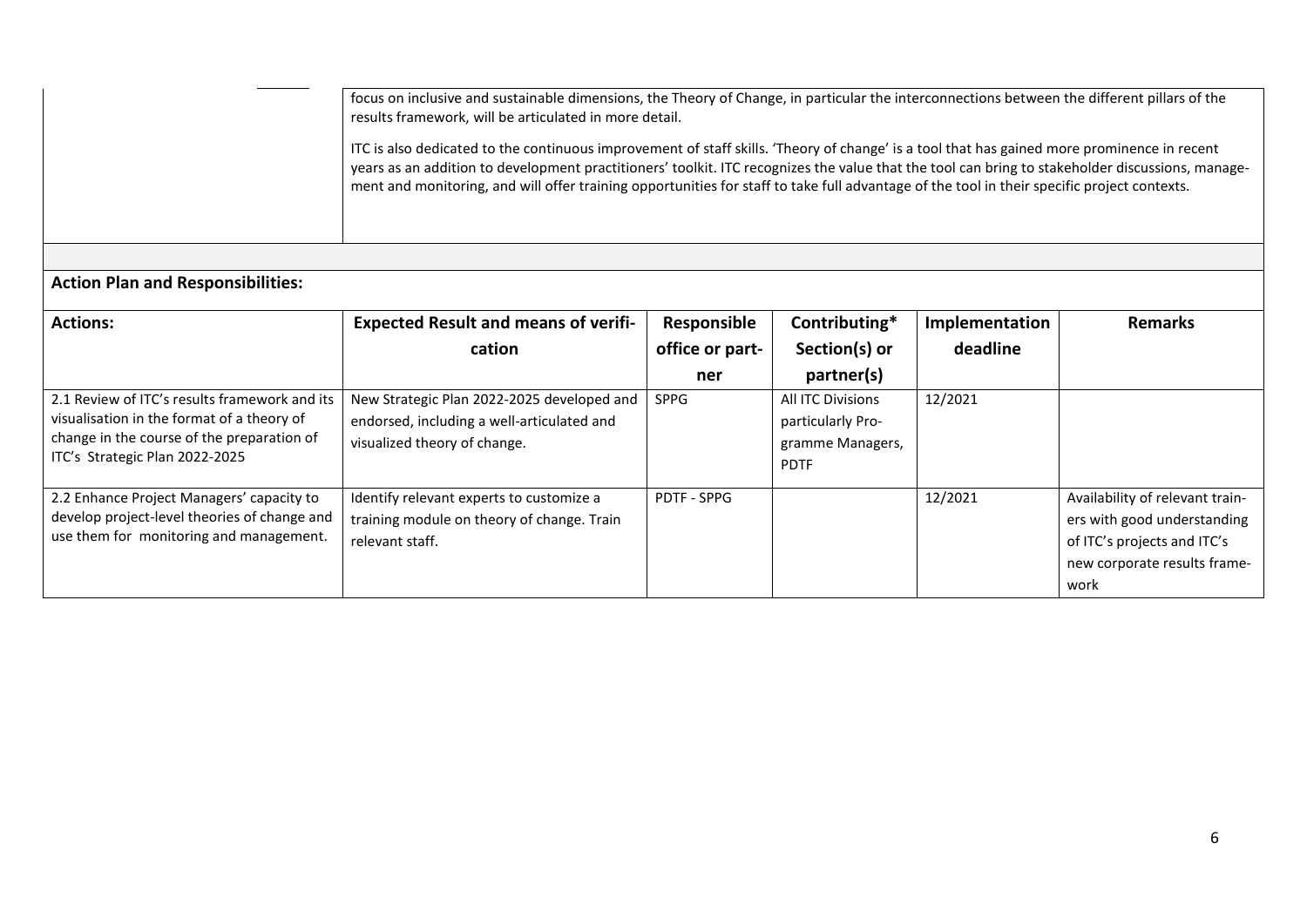focus on inclusive and sustainable dimensions, the Theory of Change, in particular the interconnections between the different pillars of the results framework, will be articulated in more detail.

ITC is also dedicated to the continuous improvement of staff skills. 'Theory of change' is a tool that has gained more prominence in recent years as an addition to development practitioners' toolkit. ITC recognizes the value that the tool can bring to stakeholder discussions, management and monitoring, and will offer training opportunities for staff to take full advantage of the tool in their specific project contexts.

**Action Plan and Responsibilities:**

| Actions: | Expected Result and means of verification | Responsible office or partner | Contributing* Section(s) or partner(s) | Implementation deadline | Remarks |
|---|---|---|---|---|---|
| 2.1 Review of ITC's results framework and its visualisation in the format of a theory of change in the course of the preparation of ITC's Strategic Plan 2022-2025 | New Strategic Plan 2022-2025 developed and endorsed, including a well-articulated and visualized theory of change. | SPPG | All ITC Divisions particularly Programme Managers, PDTF | 12/2021 | |
| 2.2 Enhance Project Managers' capacity to develop project-level theories of change and use them for monitoring and management. | Identify relevant experts to customize a training module on theory of change. Train relevant staff. | PDTF - SPPG | | 12/2021 | Availability of relevant trainers with good understanding of ITC's projects and ITC's new corporate results framework |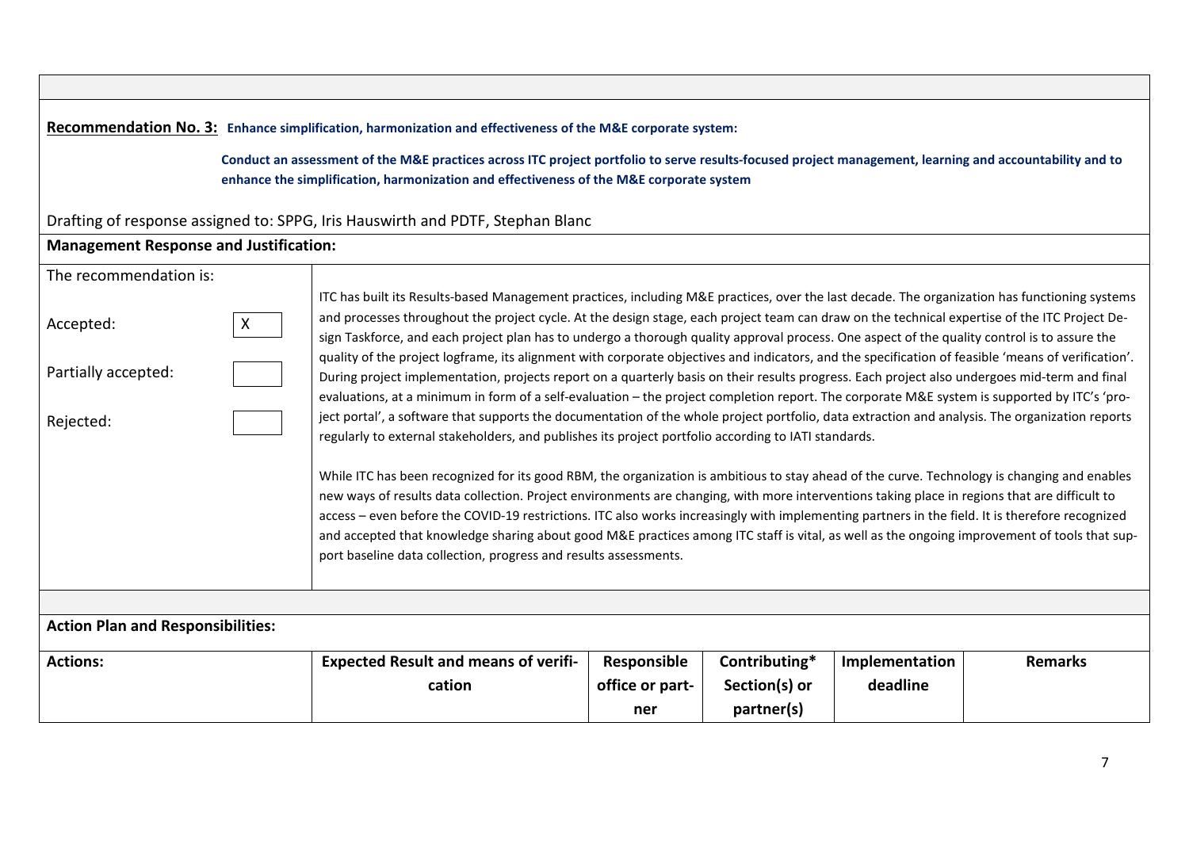**Recommendation No. 3:** **Enhance simplification, harmonization and effectiveness of the M&E corporate system:**

**Conduct an assessment of the M&E practices across ITC project portfolio to serve results-focused project management, learning and accountability and to enhance the simplification, harmonization and effectiveness of the M&E corporate system**

Drafting of response assigned to: SPPG, Iris Hauswirth and PDTF, Stephan Blanc

**Management Response and Justification:**

The recommendation is:

- Accepted: X
- Partially accepted:
- Rejected:

ITC has built its Results-based Management practices, including M&E practices, over the last decade. The organization has functioning systems and processes throughout the project cycle. At the design stage, each project team can draw on the technical expertise of the ITC Project Design Taskforce, and each project plan has to undergo a thorough quality approval process. One aspect of the quality control is to assure the quality of the project logframe, its alignment with corporate objectives and indicators, and the specification of feasible 'means of verification'. During project implementation, projects report on a quarterly basis on their results progress. Each project also undergoes mid-term and final evaluations, at a minimum in form of a self-evaluation – the project completion report. The corporate M&E system is supported by ITC's 'project portal', a software that supports the documentation of the whole project portfolio, data extraction and analysis. The organization reports regularly to external stakeholders, and publishes its project portfolio according to IATI standards.

While ITC has been recognized for its good RBM, the organization is ambitious to stay ahead of the curve. Technology is changing and enables new ways of results data collection. Project environments are changing, with more interventions taking place in regions that are difficult to access – even before the COVID-19 restrictions. ITC also works increasingly with implementing partners in the field. It is therefore recognized and accepted that knowledge sharing about good M&E practices among ITC staff is vital, as well as the ongoing improvement of tools that support baseline data collection, progress and results assessments.

**Action Plan and Responsibilities:**

| Actions: | Expected Result and means of verification | Responsible office or partner | Contributing* Section(s) or partner(s) | Implementation deadline | Remarks |
|---|---|---|---|---|---|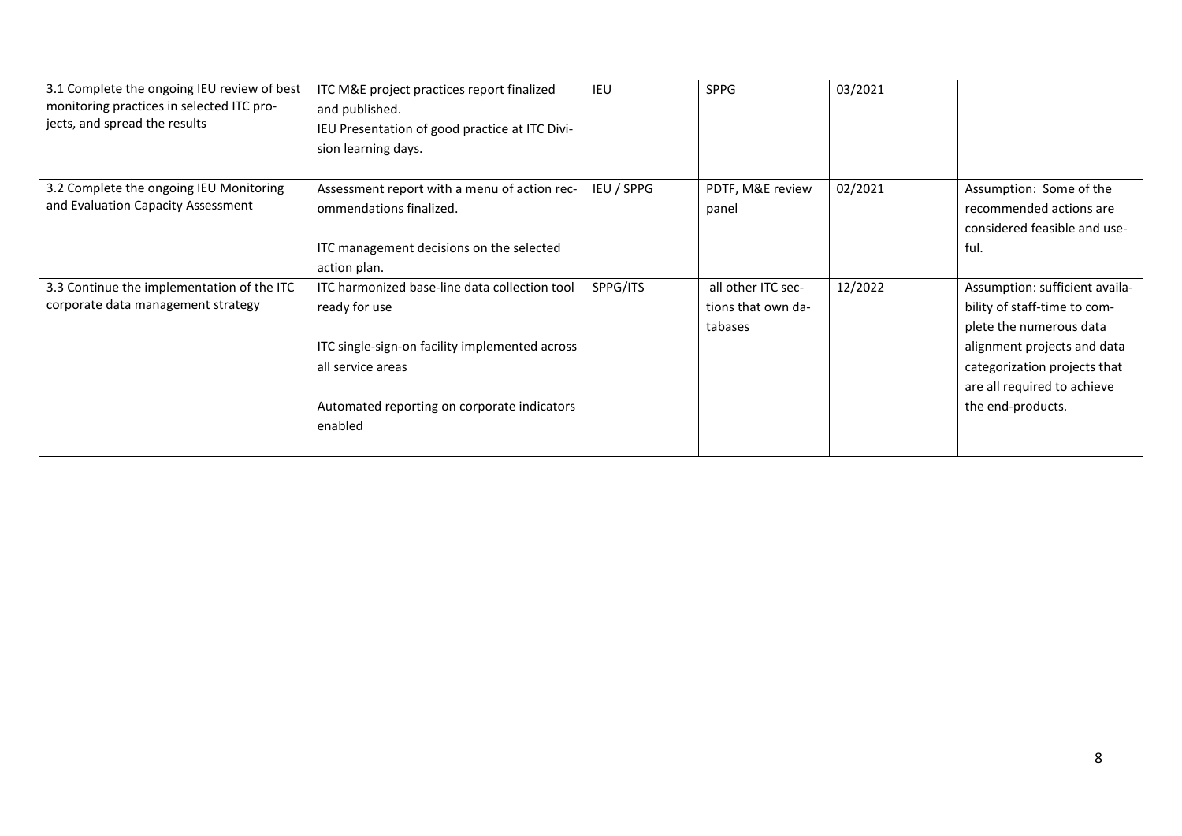| | | | | | |
|---|---|---|---|---|---|
| 3.1 Complete the ongoing IEU review of best monitoring practices in selected ITC projects, and spread the results | ITC M&E project practices report finalized and published.<br>IEU Presentation of good practice at ITC Division learning days. | IEU | SPPG | 03/2021 | |
| 3.2 Complete the ongoing IEU Monitoring and Evaluation Capacity Assessment | Assessment report with a menu of action recommendations finalized.<br><br>ITC management decisions on the selected action plan. | IEU / SPPG | PDTF, M&E review panel | 02/2021 | Assumption: Some of the recommended actions are considered feasible and useful. |
| 3.3 Continue the implementation of the ITC corporate data management strategy | ITC harmonized base-line data collection tool ready for use<br><br>ITC single-sign-on facility implemented across all service areas<br><br>Automated reporting on corporate indicators enabled | SPPG/ITS | all other ITC sections that own databases | 12/2022 | Assumption: sufficient availability of staff-time to complete the numerous data alignment projects and data categorization projects that are all required to achieve the end-products. |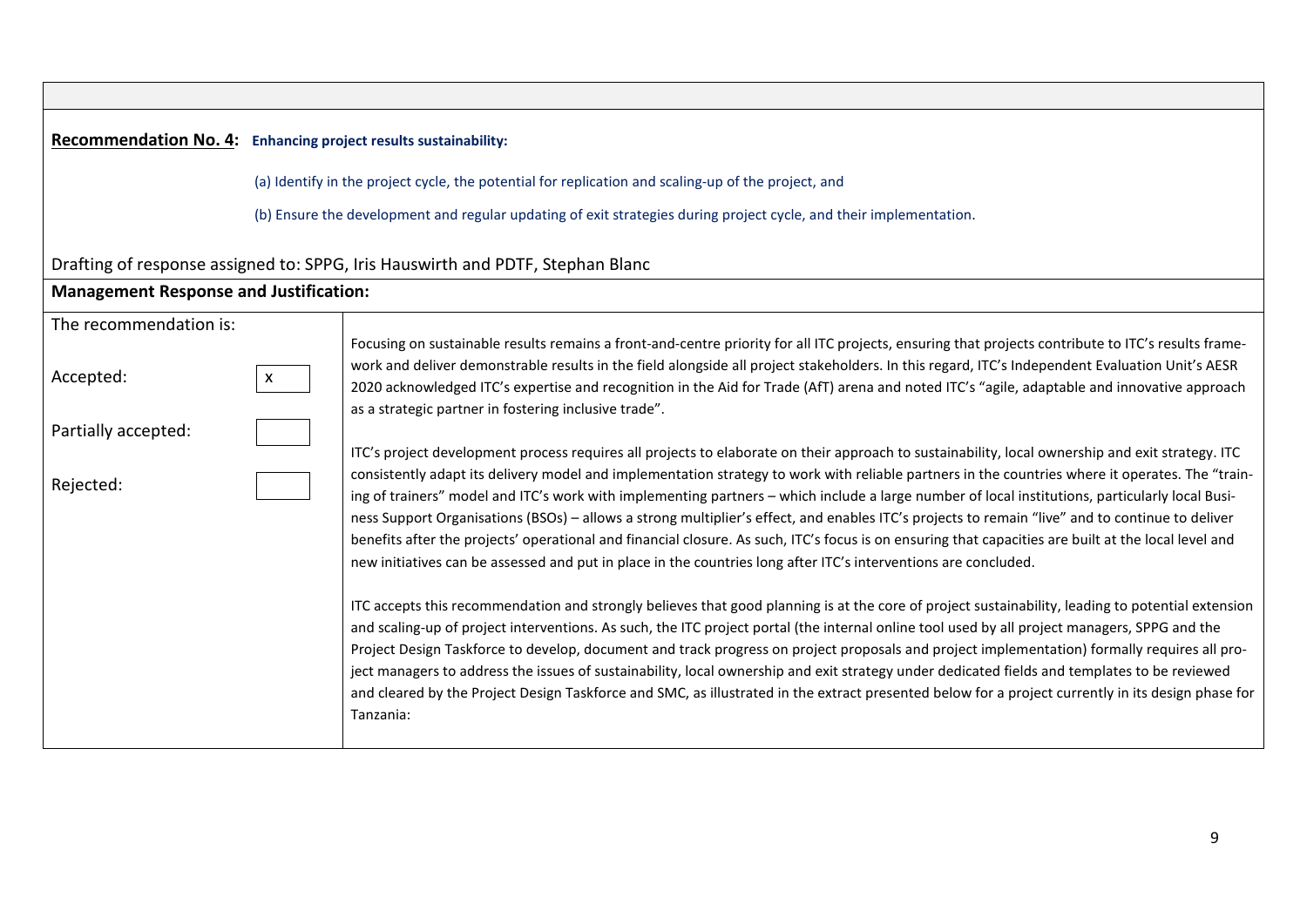**Recommendation No. 4:** **Enhancing project results sustainability:**

(a) Identify in the project cycle, the potential for replication and scaling-up of the project, and

(b) Ensure the development and regular updating of exit strategies during project cycle, and their implementation.

Drafting of response assigned to: SPPG, Iris Hauswirth and PDTF, Stephan Blanc

**Management Response and Justification:**

| The recommendation is: | |
|---|---|
| Accepted: [x]<br><br>Partially accepted: [ ]<br><br>Rejected: [ ] | Focusing on sustainable results remains a front-and-centre priority for all ITC projects, ensuring that projects contribute to ITC's results framework and deliver demonstrable results in the field alongside all project stakeholders. In this regard, ITC's Independent Evaluation Unit's AESR 2020 acknowledged ITC's expertise and recognition in the Aid for Trade (AfT) arena and noted ITC's "agile, adaptable and innovative approach as a strategic partner in fostering inclusive trade".<br><br>ITC's project development process requires all projects to elaborate on their approach to sustainability, local ownership and exit strategy. ITC consistently adapt its delivery model and implementation strategy to work with reliable partners in the countries where it operates. The "training of trainers" model and ITC's work with implementing partners – which include a large number of local institutions, particularly local Business Support Organisations (BSOs) – allows a strong multiplier's effect, and enables ITC's projects to remain "live" and to continue to deliver benefits after the projects' operational and financial closure. As such, ITC's focus is on ensuring that capacities are built at the local level and new initiatives can be assessed and put in place in the countries long after ITC's interventions are concluded.<br><br>ITC accepts this recommendation and strongly believes that good planning is at the core of project sustainability, leading to potential extension and scaling-up of project interventions. As such, the ITC project portal (the internal online tool used by all project managers, SPPG and the Project Design Taskforce to develop, document and track progress on project proposals and project implementation) formally requires all project managers to address the issues of sustainability, local ownership and exit strategy under dedicated fields and templates to be reviewed and cleared by the Project Design Taskforce and SMC, as illustrated in the extract presented below for a project currently in its design phase for Tanzania: |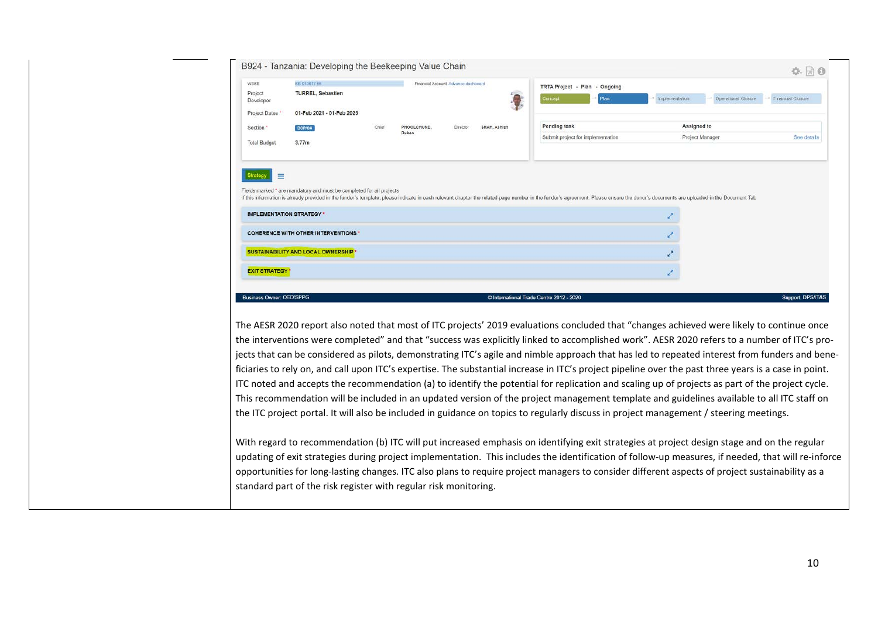B924 - Tanzania: Developing the Beekeeping Value Chain

| | | | | | |
|---|---|---|---|---|---|
| WBSE | EB-013617-68 | Financial Account Advance dashboard | | | |
| Project Developer | TURREL, Sebastien | | | | |
| Project Dates * | 01-Feb 2021 - 01-Feb 2025 | | | | |
| Section * | DCP/OA | Chief | PHOOLCHUND, Ruben | Director | SHAH, Ashish |
| Total Budget | 3.77m | | | | |

TRTA Project - Plan - Ongoing

Concept → Plan → Implementation → Operational Closure → Financial Closure

| Pending task | Assigned to | |
|---|---|---|
| Submit project for implementation | Project Manager | See details |

Strategy

Fields marked * are mandatory and must be completed for all projects

If this information is already provided in the funder's template, please indicate in each relevant chapter the related page number in the funder's agreement. Please ensure the donor's documents are uploaded in the Document Tab

IMPLEMENTATION STRATEGY *

COHERENCE WITH OTHER INTERVENTIONS *

SUSTAINABILITY AND LOCAL OWNERSHIP *

EXIT STRATEGY *

Business Owner: OED/SPPG | © International Trade Centre 2012 - 2020 | Support: DPS/IT&S

The AESR 2020 report also noted that most of ITC projects' 2019 evaluations concluded that "changes achieved were likely to continue once the interventions were completed" and that "success was explicitly linked to accomplished work". AESR 2020 refers to a number of ITC's projects that can be considered as pilots, demonstrating ITC's agile and nimble approach that has led to repeated interest from funders and beneficiaries to rely on, and call upon ITC's expertise. The substantial increase in ITC's project pipeline over the past three years is a case in point. ITC noted and accepts the recommendation (a) to identify the potential for replication and scaling up of projects as part of the project cycle. This recommendation will be included in an updated version of the project management template and guidelines available to all ITC staff on the ITC project portal. It will also be included in guidance on topics to regularly discuss in project management / steering meetings.

With regard to recommendation (b) ITC will put increased emphasis on identifying exit strategies at project design stage and on the regular updating of exit strategies during project implementation. This includes the identification of follow-up measures, if needed, that will re-inforce opportunities for long-lasting changes. ITC also plans to require project managers to consider different aspects of project sustainability as a standard part of the risk register with regular risk monitoring.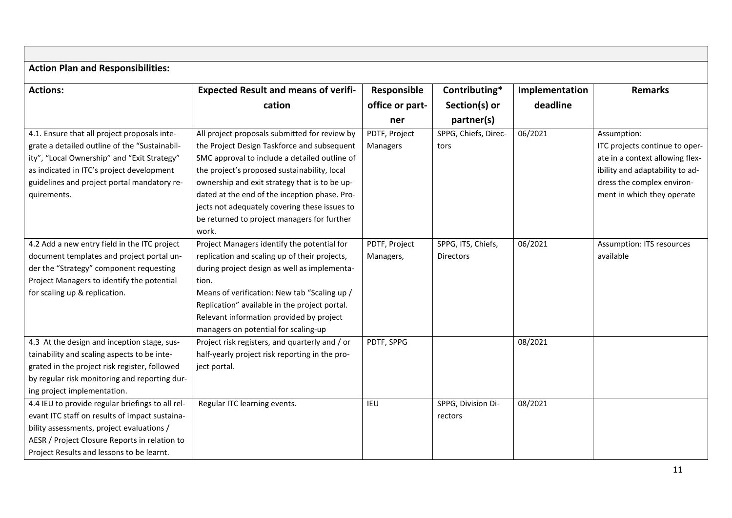**Action Plan and Responsibilities:**

| Actions: | Expected Result and means of verification | Responsible office or partner | Contributing* Section(s) or partner(s) | Implementation deadline | Remarks |
|---|---|---|---|---|---|
| 4.1. Ensure that all project proposals integrate a detailed outline of the "Sustainability", "Local Ownership" and "Exit Strategy" as indicated in ITC's project development guidelines and project portal mandatory requirements. | All project proposals submitted for review by the Project Design Taskforce and subsequent SMC approval to include a detailed outline of the project's proposed sustainability, local ownership and exit strategy that is to be updated at the end of the inception phase. Projects not adequately covering these issues to be returned to project managers for further work. | PDTF, Project Managers | SPPG, Chiefs, Directors | 06/2021 | Assumption: ITC projects continue to operate in a context allowing flexibility and adaptability to address the complex environment in which they operate |
| 4.2 Add a new entry field in the ITC project document templates and project portal under the "Strategy" component requesting Project Managers to identify the potential for scaling up & replication. | Project Managers identify the potential for replication and scaling up of their projects, during project design as well as implementation.<br>Means of verification: New tab "Scaling up / Replication" available in the project portal. Relevant information provided by project managers on potential for scaling-up | PDTF, Project Managers, | SPPG, ITS, Chiefs, Directors | 06/2021 | Assumption: ITS resources available |
| 4.3 At the design and inception stage, sustainability and scaling aspects to be integrated in the project risk register, followed by regular risk monitoring and reporting during project implementation. | Project risk registers, and quarterly and / or half-yearly project risk reporting in the project portal. | PDTF, SPPG | | 08/2021 | |
| 4.4 IEU to provide regular briefings to all relevant ITC staff on results of impact sustainability assessments, project evaluations / AESR / Project Closure Reports in relation to Project Results and lessons to be learnt. | Regular ITC learning events. | IEU | SPPG, Division Directors | 08/2021 | |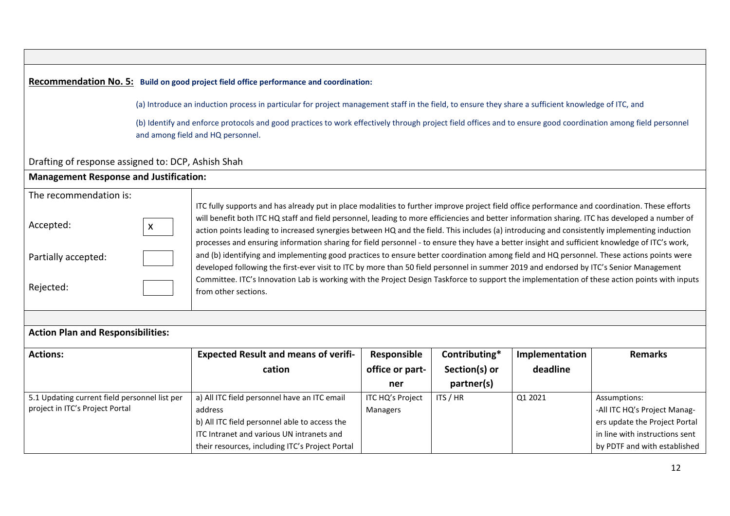**Recommendation No. 5:** **Build on good project field office performance and coordination:**

(a) Introduce an induction process in particular for project management staff in the field, to ensure they share a sufficient knowledge of ITC, and

(b) Identify and enforce protocols and good practices to work effectively through project field offices and to ensure good coordination among field personnel and among field and HQ personnel.

Drafting of response assigned to: DCP, Ashish Shah

**Management Response and Justification:**

The recommendation is:

- Accepted: X
- Partially accepted: 
- Rejected: 

ITC fully supports and has already put in place modalities to further improve project field office performance and coordination. These efforts will benefit both ITC HQ staff and field personnel, leading to more efficiencies and better information sharing. ITC has developed a number of action points leading to increased synergies between HQ and the field. This includes (a) introducing and consistently implementing induction processes and ensuring information sharing for field personnel - to ensure they have a better insight and sufficient knowledge of ITC's work, and (b) identifying and implementing good practices to ensure better coordination among field and HQ personnel. These actions points were developed following the first-ever visit to ITC by more than 50 field personnel in summer 2019 and endorsed by ITC's Senior Management Committee. ITC's Innovation Lab is working with the Project Design Taskforce to support the implementation of these action points with inputs from other sections.

**Action Plan and Responsibilities:**

| Actions: | Expected Result and means of verification | Responsible office or partner | Contributing* Section(s) or partner(s) | Implementation deadline | Remarks |
|---|---|---|---|---|---|
| 5.1 Updating current field personnel list per project in ITC's Project Portal | a) All ITC field personnel have an ITC email address<br>b) All ITC field personnel able to access the ITC Intranet and various UN intranets and their resources, including ITC's Project Portal | ITC HQ's Project Managers | ITS / HR | Q1 2021 | Assumptions:<br>-All ITC HQ's Project Managers update the Project Portal in line with instructions sent by PDTF and with established |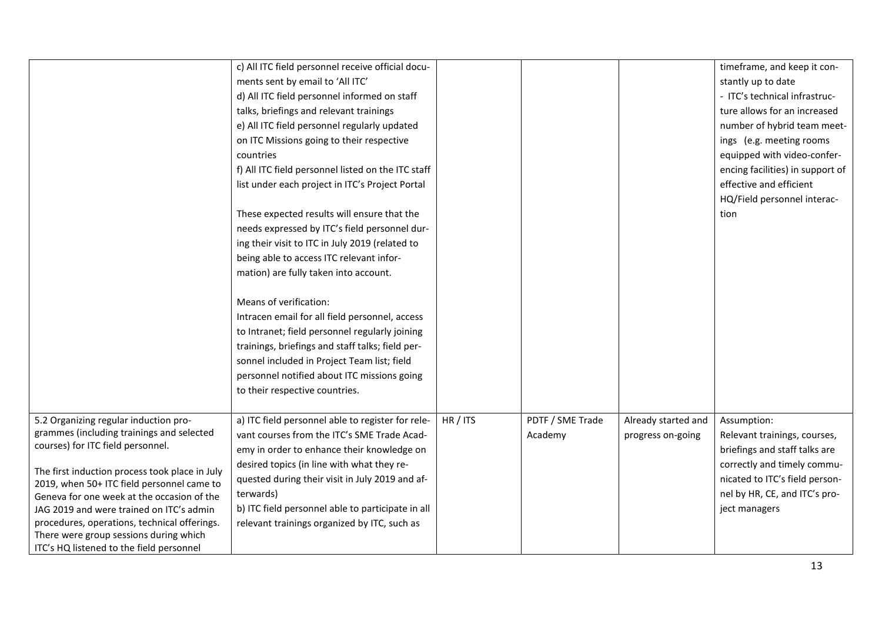|  |  |  |  |  |  |
|---|---|---|---|---|---|
|  | c) All ITC field personnel receive official documents sent by email to 'All ITC'<br>d) All ITC field personnel informed on staff talks, briefings and relevant trainings<br>e) All ITC field personnel regularly updated on ITC Missions going to their respective countries<br>f) All ITC field personnel listed on the ITC staff list under each project in ITC's Project Portal<br><br>These expected results will ensure that the needs expressed by ITC's field personnel during their visit to ITC in July 2019 (related to being able to access ITC relevant information) are fully taken into account.<br><br>Means of verification:<br>Intracen email for all field personnel, access to Intranet; field personnel regularly joining trainings, briefings and staff talks; field personnel included in Project Team list; field personnel notified about ITC missions going to their respective countries. |  |  |  | timeframe, and keep it constantly up to date<br>- ITC's technical infrastructure allows for an increased number of hybrid team meetings (e.g. meeting rooms equipped with video-conferencing facilities) in support of effective and efficient HQ/Field personnel interaction |
| 5.2 Organizing regular induction programmes (including trainings and selected courses) for ITC field personnel.<br><br>The first induction process took place in July 2019, when 50+ ITC field personnel came to Geneva for one week at the occasion of the JAG 2019 and were trained on ITC's admin procedures, operations, technical offerings. There were group sessions during which ITC's HQ listened to the field personnel | a) ITC field personnel able to register for relevant courses from the ITC's SME Trade Academy in order to enhance their knowledge on desired topics (in line with what they requested during their visit in July 2019 and afterwards)<br>b) ITC field personnel able to participate in all relevant trainings organized by ITC, such as | HR / ITS | PDTF / SME Trade Academy | Already started and progress on-going | Assumption:<br>Relevant trainings, courses, briefings and staff talks are correctly and timely communicated to ITC's field personnel by HR, CE, and ITC's project managers |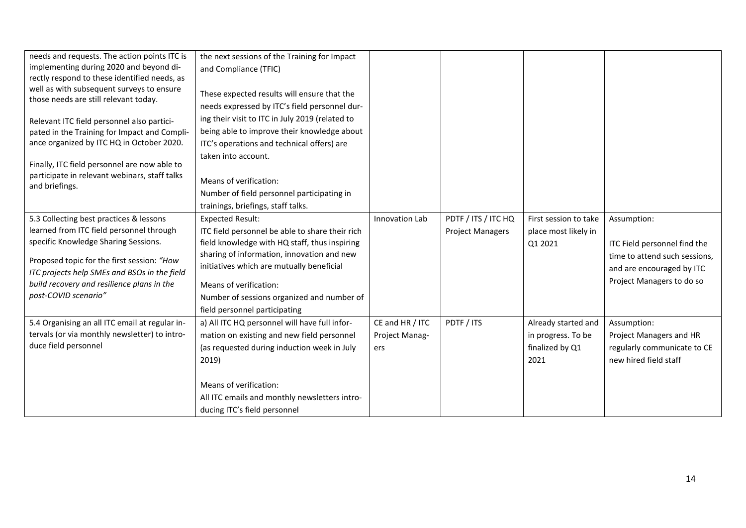| | | | | | |
|---|---|---|---|---|---|
| needs and requests. The action points ITC is implementing during 2020 and beyond directly respond to these identified needs, as well as with subsequent surveys to ensure those needs are still relevant today.<br><br>Relevant ITC field personnel also participated in the Training for Impact and Compliance organized by ITC HQ in October 2020.<br><br>Finally, ITC field personnel are now able to participate in relevant webinars, staff talks and briefings. | the next sessions of the Training for Impact and Compliance (TFIC)<br><br>These expected results will ensure that the needs expressed by ITC's field personnel during their visit to ITC in July 2019 (related to being able to improve their knowledge about ITC's operations and technical offers) are taken into account.<br><br>Means of verification:<br>Number of field personnel participating in trainings, briefings, staff talks. | | | | |
| 5.3 Collecting best practices & lessons learned from ITC field personnel through specific Knowledge Sharing Sessions.<br><br>Proposed topic for the first session: *"How ITC projects help SMEs and BSOs in the field build recovery and resilience plans in the post-COVID scenario"* | Expected Result:<br>ITC field personnel be able to share their rich field knowledge with HQ staff, thus inspiring sharing of information, innovation and new initiatives which are mutually beneficial<br><br>Means of verification:<br>Number of sessions organized and number of field personnel participating | Innovation Lab | PDTF / ITS / ITC HQ Project Managers | First session to take place most likely in Q1 2021 | Assumption:<br><br>ITC Field personnel find the time to attend such sessions, and are encouraged by ITC Project Managers to do so |
| 5.4 Organising an all ITC email at regular intervals (or via monthly newsletter) to introduce field personnel | a) All ITC HQ personnel will have full information on existing and new field personnel (as requested during induction week in July 2019)<br><br>Means of verification:<br>All ITC emails and monthly newsletters introducing ITC's field personnel | CE and HR / ITC Project Managers | PDTF / ITS | Already started and in progress. To be finalized by Q1 2021 | Assumption:<br>Project Managers and HR regularly communicate to CE new hired field staff |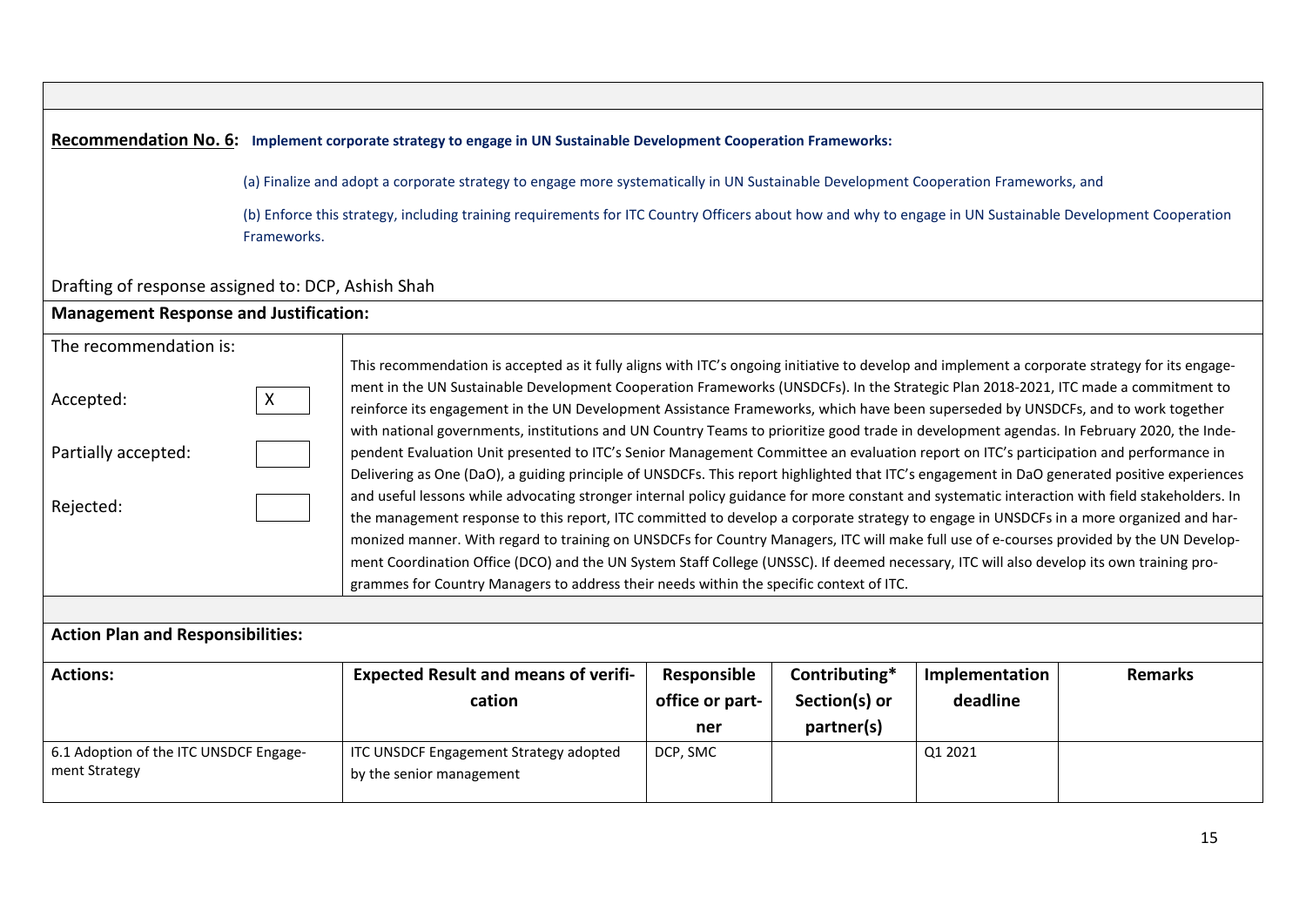**Recommendation No. 6:** **Implement corporate strategy to engage in UN Sustainable Development Cooperation Frameworks:**

(a) Finalize and adopt a corporate strategy to engage more systematically in UN Sustainable Development Cooperation Frameworks, and

(b) Enforce this strategy, including training requirements for ITC Country Officers about how and why to engage in UN Sustainable Development Cooperation Frameworks.

Drafting of response assigned to: DCP, Ashish Shah

**Management Response and Justification:**

The recommendation is:

Accepted: X

Partially accepted:

Rejected:

This recommendation is accepted as it fully aligns with ITC's ongoing initiative to develop and implement a corporate strategy for its engagement in the UN Sustainable Development Cooperation Frameworks (UNSDCFs). In the Strategic Plan 2018-2021, ITC made a commitment to reinforce its engagement in the UN Development Assistance Frameworks, which have been superseded by UNSDCFs, and to work together with national governments, institutions and UN Country Teams to prioritize good trade in development agendas. In February 2020, the Independent Evaluation Unit presented to ITC's Senior Management Committee an evaluation report on ITC's participation and performance in Delivering as One (DaO), a guiding principle of UNSDCFs. This report highlighted that ITC's engagement in DaO generated positive experiences and useful lessons while advocating stronger internal policy guidance for more constant and systematic interaction with field stakeholders. In the management response to this report, ITC committed to develop a corporate strategy to engage in UNSDCFs in a more organized and harmonized manner. With regard to training on UNSDCFs for Country Managers, ITC will make full use of e-courses provided by the UN Development Coordination Office (DCO) and the UN System Staff College (UNSSC). If deemed necessary, ITC will also develop its own training programmes for Country Managers to address their needs within the specific context of ITC.

**Action Plan and Responsibilities:**

| Actions: | Expected Result and means of verification | Responsible office or partner | Contributing* Section(s) or partner(s) | Implementation deadline | Remarks |
|---|---|---|---|---|---|
| 6.1 Adoption of the ITC UNSDCF Engagement Strategy | ITC UNSDCF Engagement Strategy adopted by the senior management | DCP, SMC | | Q1 2021 | |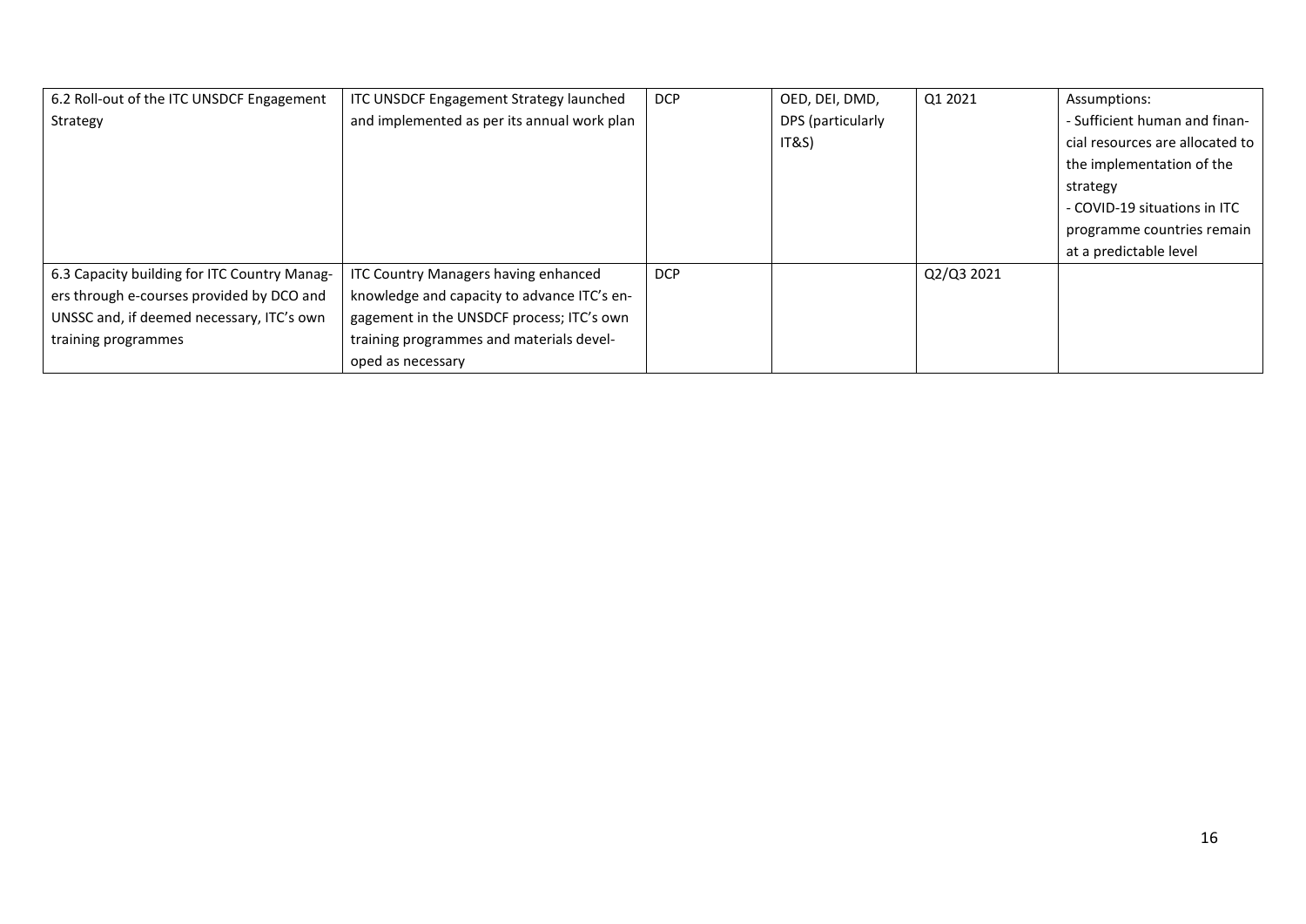| | | | | | |
|---|---|---|---|---|---|
| 6.2 Roll-out of the ITC UNSDCF Engagement Strategy | ITC UNSDCF Engagement Strategy launched and implemented as per its annual work plan | DCP | OED, DEI, DMD, DPS (particularly IT&S) | Q1 2021 | Assumptions:<br>- Sufficient human and financial resources are allocated to the implementation of the strategy<br>- COVID-19 situations in ITC programme countries remain at a predictable level |
| 6.3 Capacity building for ITC Country Managers through e-courses provided by DCO and UNSSC and, if deemed necessary, ITC's own training programmes | ITC Country Managers having enhanced knowledge and capacity to advance ITC's engagement in the UNSDCF process; ITC's own training programmes and materials developed as necessary | DCP | | Q2/Q3 2021 | |